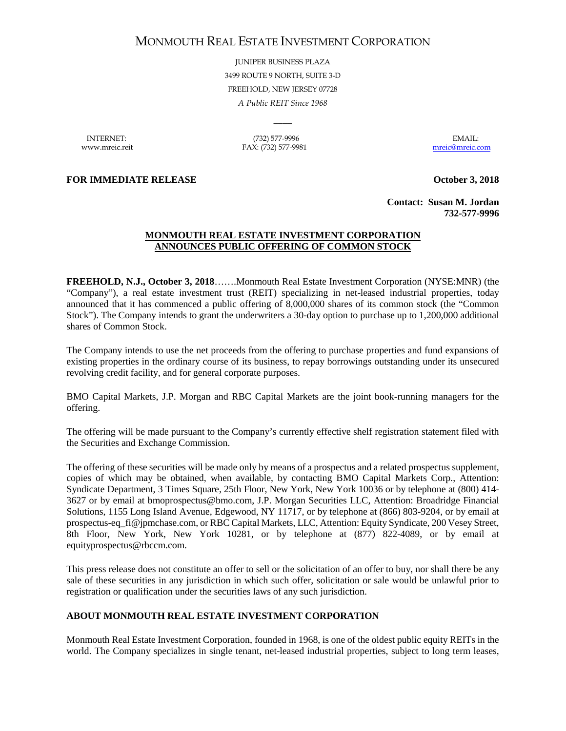# MONMOUTH REAL ESTATE INVESTMENT CORPORATION

JUNIPER BUSINESS PLAZA
3499 ROUTE 9 NORTH, SUITE 3-D
FREEHOLD, NEW JERSEY 07728
*A Public REIT Since 1968*

INTERNET: www.mreic.reit

(732) 577-9996
FAX: (732) 577-9981

EMAIL: mreic@mreic.com

**FOR IMMEDIATE RELEASE** **October 3, 2018**

**Contact: Susan M. Jordan**
**732-577-9996**

## MONMOUTH REAL ESTATE INVESTMENT CORPORATION ANNOUNCES PUBLIC OFFERING OF COMMON STOCK

**FREEHOLD, N.J., October 3, 2018**…….Monmouth Real Estate Investment Corporation (NYSE:MNR) (the "Company"), a real estate investment trust (REIT) specializing in net-leased industrial properties, today announced that it has commenced a public offering of 8,000,000 shares of its common stock (the "Common Stock"). The Company intends to grant the underwriters a 30-day option to purchase up to 1,200,000 additional shares of Common Stock.

The Company intends to use the net proceeds from the offering to purchase properties and fund expansions of existing properties in the ordinary course of its business, to repay borrowings outstanding under its unsecured revolving credit facility, and for general corporate purposes.

BMO Capital Markets, J.P. Morgan and RBC Capital Markets are the joint book-running managers for the offering.

The offering will be made pursuant to the Company's currently effective shelf registration statement filed with the Securities and Exchange Commission.

The offering of these securities will be made only by means of a prospectus and a related prospectus supplement, copies of which may be obtained, when available, by contacting BMO Capital Markets Corp., Attention: Syndicate Department, 3 Times Square, 25th Floor, New York, New York 10036 or by telephone at (800) 414-3627 or by email at bmoprospectus@bmo.com, J.P. Morgan Securities LLC, Attention: Broadridge Financial Solutions, 1155 Long Island Avenue, Edgewood, NY 11717, or by telephone at (866) 803-9204, or by email at prospectus-eq_fi@jpmchase.com, or RBC Capital Markets, LLC, Attention: Equity Syndicate, 200 Vesey Street, 8th Floor, New York, New York 10281, or by telephone at (877) 822-4089, or by email at equityprospectus@rbccm.com.

This press release does not constitute an offer to sell or the solicitation of an offer to buy, nor shall there be any sale of these securities in any jurisdiction in which such offer, solicitation or sale would be unlawful prior to registration or qualification under the securities laws of any such jurisdiction.

### ABOUT MONMOUTH REAL ESTATE INVESTMENT CORPORATION

Monmouth Real Estate Investment Corporation, founded in 1968, is one of the oldest public equity REITs in the world. The Company specializes in single tenant, net-leased industrial properties, subject to long term leases,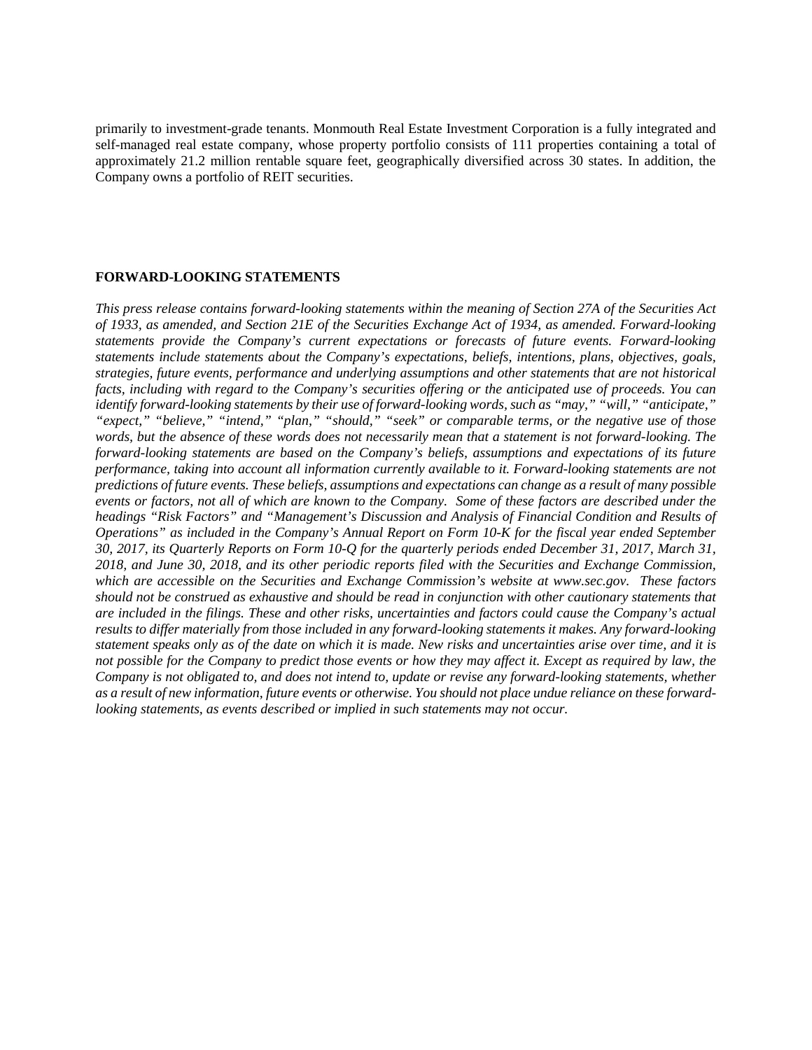primarily to investment-grade tenants. Monmouth Real Estate Investment Corporation is a fully integrated and self-managed real estate company, whose property portfolio consists of 111 properties containing a total of approximately 21.2 million rentable square feet, geographically diversified across 30 states. In addition, the Company owns a portfolio of REIT securities.

**FORWARD-LOOKING STATEMENTS**

*This press release contains forward-looking statements within the meaning of Section 27A of the Securities Act of 1933, as amended, and Section 21E of the Securities Exchange Act of 1934, as amended. Forward-looking statements provide the Company's current expectations or forecasts of future events. Forward-looking statements include statements about the Company's expectations, beliefs, intentions, plans, objectives, goals, strategies, future events, performance and underlying assumptions and other statements that are not historical facts, including with regard to the Company's securities offering or the anticipated use of proceeds. You can identify forward-looking statements by their use of forward-looking words, such as "may," "will," "anticipate," "expect," "believe," "intend," "plan," "should," "seek" or comparable terms, or the negative use of those words, but the absence of these words does not necessarily mean that a statement is not forward-looking. The forward-looking statements are based on the Company's beliefs, assumptions and expectations of its future performance, taking into account all information currently available to it. Forward-looking statements are not predictions of future events. These beliefs, assumptions and expectations can change as a result of many possible events or factors, not all of which are known to the Company. Some of these factors are described under the headings "Risk Factors" and "Management's Discussion and Analysis of Financial Condition and Results of Operations" as included in the Company's Annual Report on Form 10-K for the fiscal year ended September 30, 2017, its Quarterly Reports on Form 10-Q for the quarterly periods ended December 31, 2017, March 31, 2018, and June 30, 2018, and its other periodic reports filed with the Securities and Exchange Commission, which are accessible on the Securities and Exchange Commission's website at www.sec.gov. These factors should not be construed as exhaustive and should be read in conjunction with other cautionary statements that are included in the filings. These and other risks, uncertainties and factors could cause the Company's actual results to differ materially from those included in any forward-looking statements it makes. Any forward-looking statement speaks only as of the date on which it is made. New risks and uncertainties arise over time, and it is not possible for the Company to predict those events or how they may affect it. Except as required by law, the Company is not obligated to, and does not intend to, update or revise any forward-looking statements, whether as a result of new information, future events or otherwise. You should not place undue reliance on these forward-looking statements, as events described or implied in such statements may not occur.*